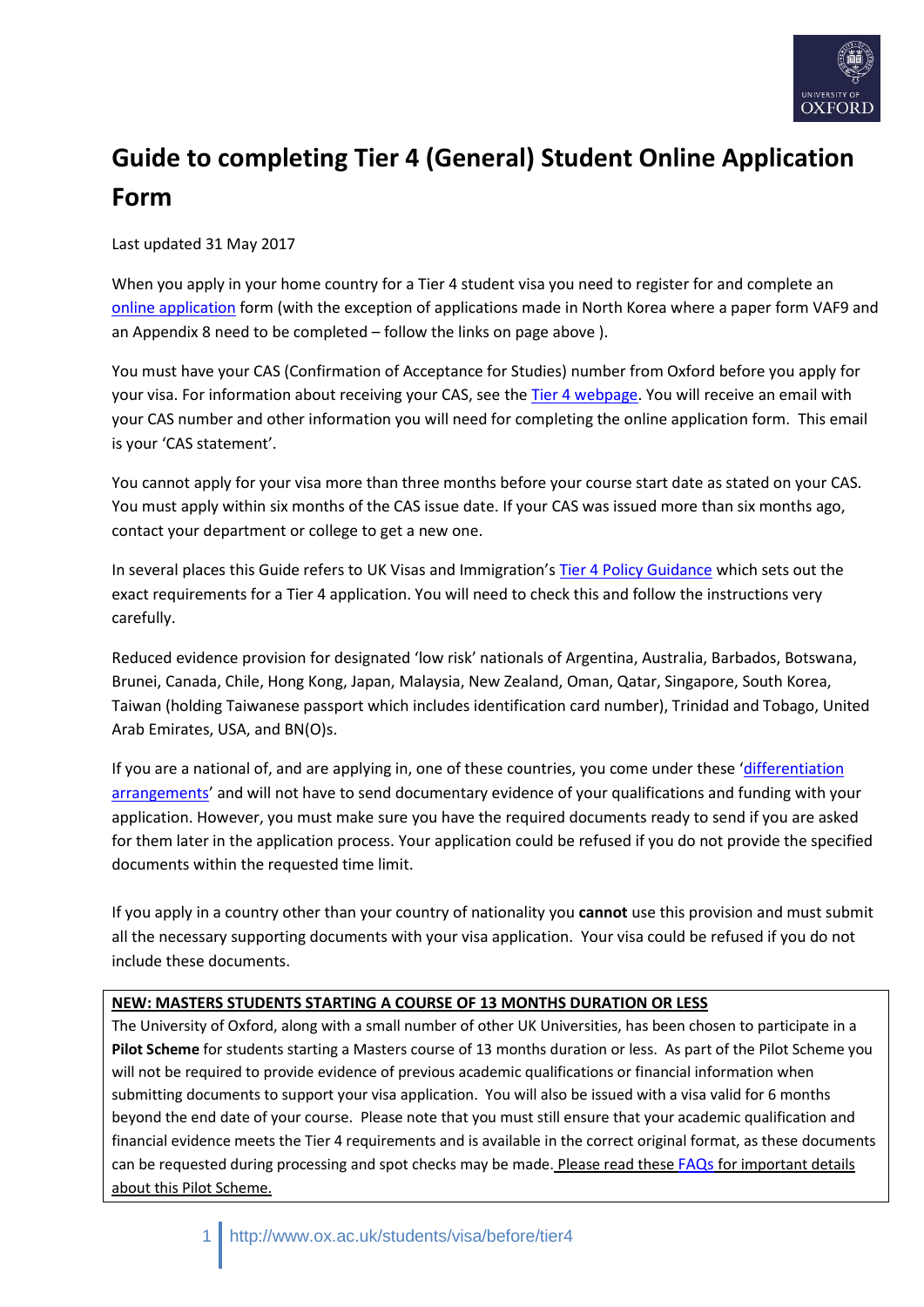# Guide to completing Tier 4 (General) Student Online Application Form

Last updated 31 May 2017

When you apply in your home country for a Tier 4 student visa you need to register for and complete an online application form (with the exception of applications made in North Korea where a paper form VAF9 and an Appendix 8 need to be completed – follow the links on page above ).

You must have your CAS (Confirmation of Acceptance for Studies) number from Oxford before you apply for your visa. For information about receiving your CAS, see the Tier 4 webpage. You will receive an email with your CAS number and other information you will need for completing the online application form. This email is your 'CAS statement'.

You cannot apply for your visa more than three months before your course start date as stated on your CAS. You must apply within six months of the CAS issue date. If your CAS was issued more than six months ago, contact your department or college to get a new one.

In several places this Guide refers to UK Visas and Immigration's Tier 4 Policy Guidance which sets out the exact requirements for a Tier 4 application. You will need to check this and follow the instructions very carefully.

Reduced evidence provision for designated 'low risk' nationals of Argentina, Australia, Barbados, Botswana, Brunei, Canada, Chile, Hong Kong, Japan, Malaysia, New Zealand, Oman, Qatar, Singapore, South Korea, Taiwan (holding Taiwanese passport which includes identification card number), Trinidad and Tobago, United Arab Emirates, USA, and BN(O)s.

If you are a national of, and are applying in, one of these countries, you come under these 'differentiation arrangements' and will not have to send documentary evidence of your qualifications and funding with your application. However, you must make sure you have the required documents ready to send if you are asked for them later in the application process. Your application could be refused if you do not provide the specified documents within the requested time limit.

If you apply in a country other than your country of nationality you **cannot** use this provision and must submit all the necessary supporting documents with your visa application. Your visa could be refused if you do not include these documents.

**NEW: MASTERS STUDENTS STARTING A COURSE OF 13 MONTHS DURATION OR LESS**

The University of Oxford, along with a small number of other UK Universities, has been chosen to participate in a **Pilot Scheme** for students starting a Masters course of 13 months duration or less. As part of the Pilot Scheme you will not be required to provide evidence of previous academic qualifications or financial information when submitting documents to support your visa application. You will also be issued with a visa valid for 6 months beyond the end date of your course. Please note that you must still ensure that your academic qualification and financial evidence meets the Tier 4 requirements and is available in the correct original format, as these documents can be requested during processing and spot checks may be made. Please read these FAQs for important details about this Pilot Scheme.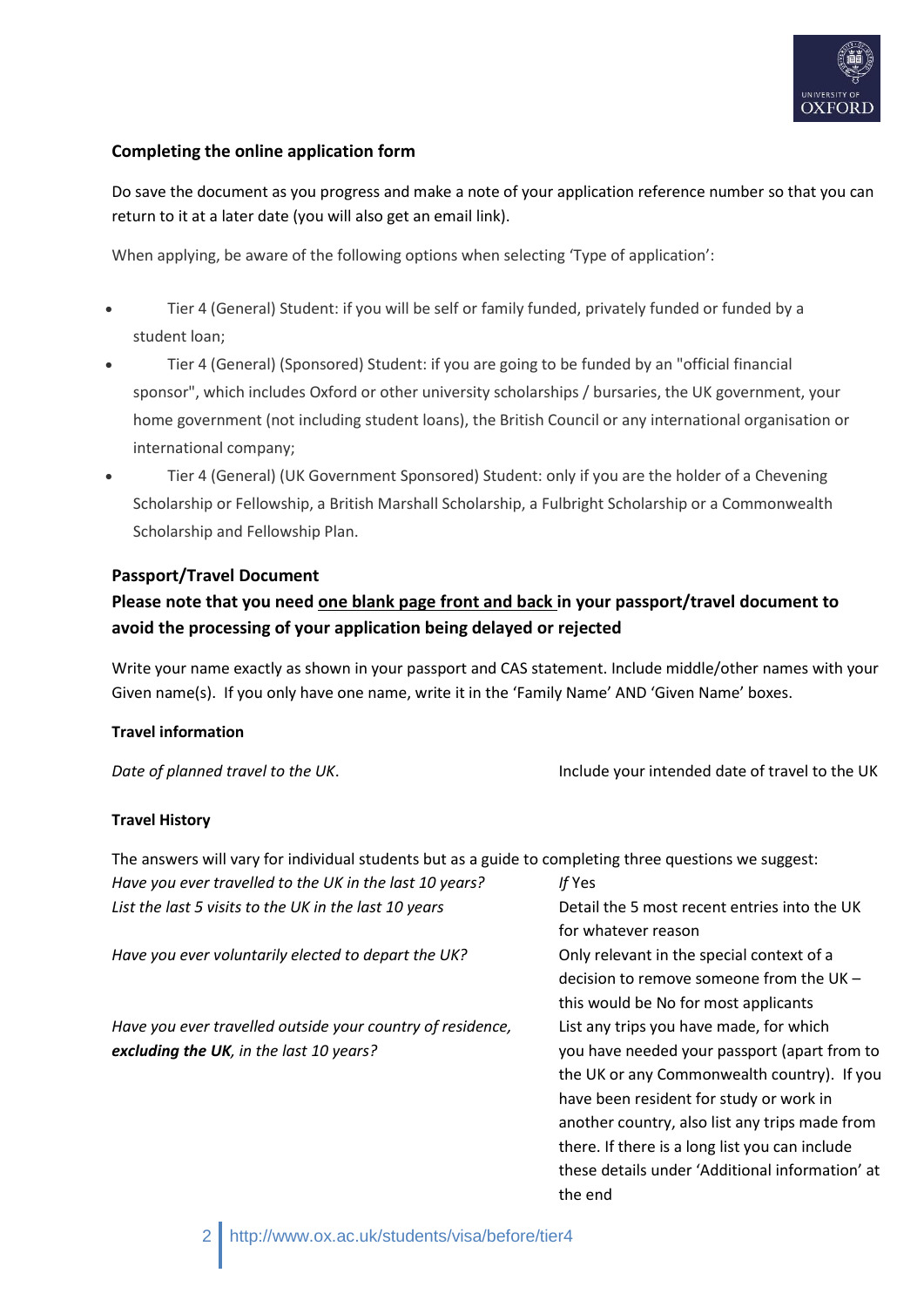## Completing the online application form

Do save the document as you progress and make a note of your application reference number so that you can return to it at a later date (you will also get an email link).

When applying, be aware of the following options when selecting 'Type of application':

- Tier 4 (General) Student: if you will be self or family funded, privately funded or funded by a student loan;
- Tier 4 (General) (Sponsored) Student: if you are going to be funded by an "official financial sponsor", which includes Oxford or other university scholarships / bursaries, the UK government, your home government (not including student loans), the British Council or any international organisation or international company;
- Tier 4 (General) (UK Government Sponsored) Student: only if you are the holder of a Chevening Scholarship or Fellowship, a British Marshall Scholarship, a Fulbright Scholarship or a Commonwealth Scholarship and Fellowship Plan.

### Passport/Travel Document

**Please note that you need one blank page front and back in your passport/travel document to avoid the processing of your application being delayed or rejected**

Write your name exactly as shown in your passport and CAS statement. Include middle/other names with your Given name(s). If you only have one name, write it in the 'Family Name' AND 'Given Name' boxes.

**Travel information**

| | |
|---|---|
| *Date of planned travel to the UK*. | Include your intended date of travel to the UK |

**Travel History**

The answers will vary for individual students but as a guide to completing three questions we suggest:

| | |
|---|---|
| *Have you ever travelled to the UK in the last 10 years?* | *If* Yes |
| *List the last 5 visits to the UK in the last 10 years* | Detail the 5 most recent entries into the UK for whatever reason |
| *Have you ever voluntarily elected to depart the UK?* | Only relevant in the special context of a decision to remove someone from the UK – this would be No for most applicants |
| *Have you ever travelled outside your country of residence,* ***excluding the UK****, in the last 10 years?* | List any trips you have made, for which you have needed your passport (apart from to the UK or any Commonwealth country). If you have been resident for study or work in another country, also list any trips made from there. If there is a long list you can include these details under 'Additional information' at the end |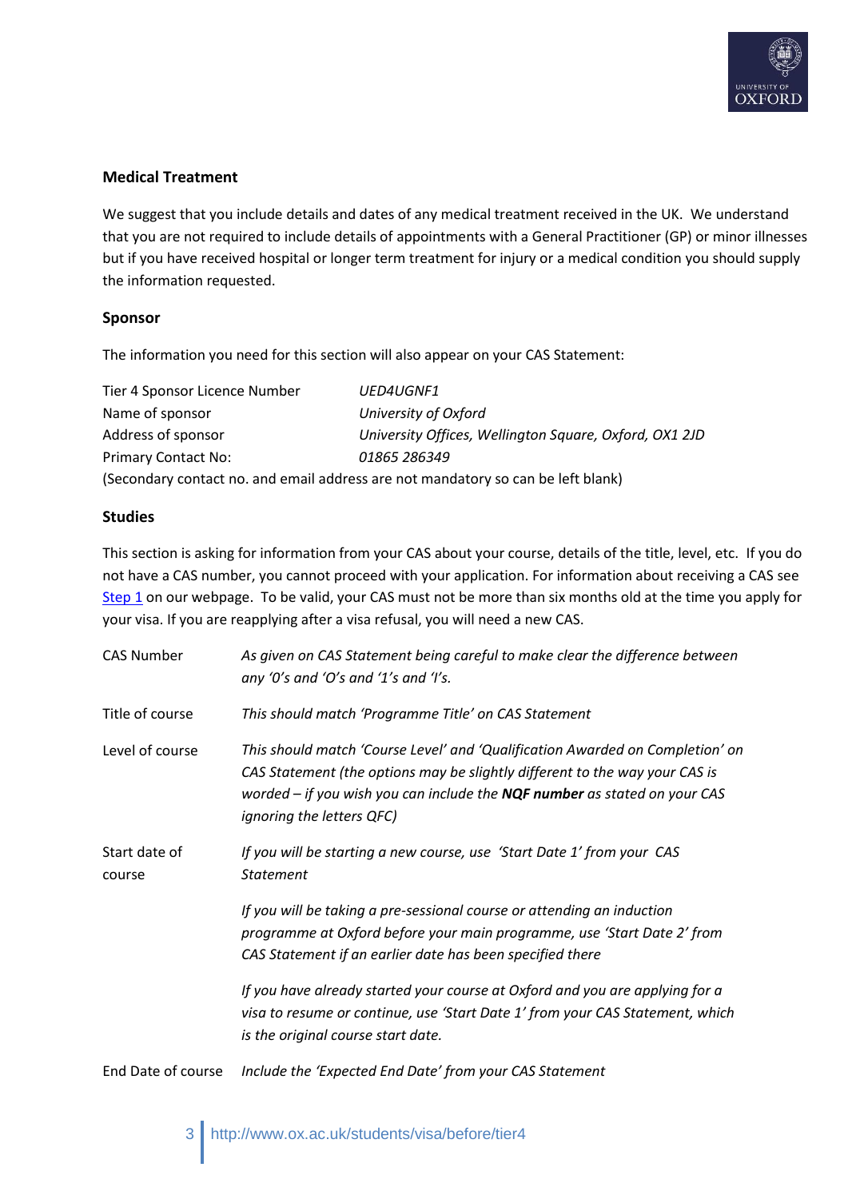**Medical Treatment**

We suggest that you include details and dates of any medical treatment received in the UK. We understand that you are not required to include details of appointments with a General Practitioner (GP) or minor illnesses but if you have received hospital or longer term treatment for injury or a medical condition you should supply the information requested.

**Sponsor**

The information you need for this section will also appear on your CAS Statement:

| | |
|---|---|
| Tier 4 Sponsor Licence Number | *UED4UGNF1* |
| Name of sponsor | *University of Oxford* |
| Address of sponsor | *University Offices, Wellington Square, Oxford, OX1 2JD* |
| Primary Contact No: | *01865 286349* |

(Secondary contact no. and email address are not mandatory so can be left blank)

**Studies**

This section is asking for information from your CAS about your course, details of the title, level, etc. If you do not have a CAS number, you cannot proceed with your application. For information about receiving a CAS see Step 1 on our webpage. To be valid, your CAS must not be more than six months old at the time you apply for your visa. If you are reapplying after a visa refusal, you will need a new CAS.

| | |
|---|---|
| CAS Number | *As given on CAS Statement being careful to make clear the difference between any '0's and 'O's and '1's and 'I's.* |
| Title of course | *This should match 'Programme Title' on CAS Statement* |
| Level of course | *This should match 'Course Level' and 'Qualification Awarded on Completion' on CAS Statement (the options may be slightly different to the way your CAS is worded – if you wish you can include the **NQF number** as stated on your CAS ignoring the letters QFC)* |
| Start date of course | *If you will be starting a new course, use 'Start Date 1' from your CAS Statement*<br><br>*If you will be taking a pre-sessional course or attending an induction programme at Oxford before your main programme, use 'Start Date 2' from CAS Statement if an earlier date has been specified there*<br><br>*If you have already started your course at Oxford and you are applying for a visa to resume or continue, use 'Start Date 1' from your CAS Statement, which is the original course start date.* |
| End Date of course | *Include the 'Expected End Date' from your CAS Statement* |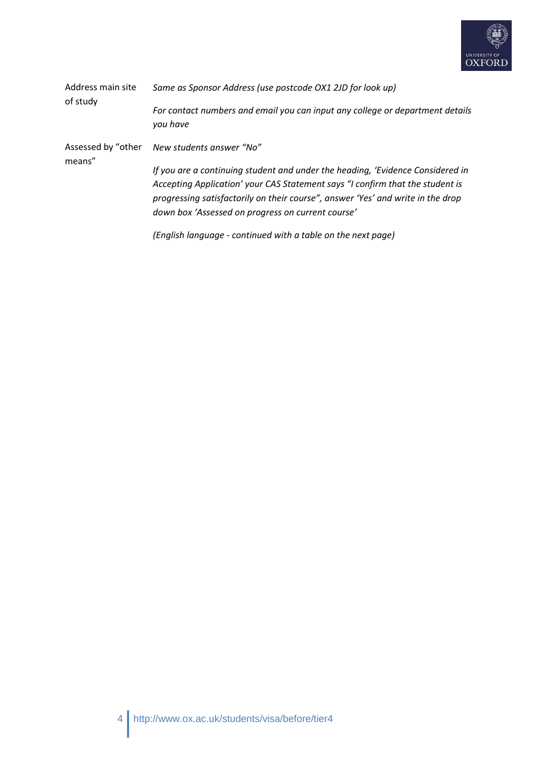| | |
|---|---|
| Address main site of study | *Same as Sponsor Address (use postcode OX1 2JD for look up)*<br><br>*For contact numbers and email you can input any college or department details you have* |
| Assessed by "other means" | *New students answer "No"*<br><br>*If you are a continuing student and under the heading, 'Evidence Considered in Accepting Application' your CAS Statement says "I confirm that the student is progressing satisfactorily on their course", answer 'Yes' and write in the drop down box 'Assessed on progress on current course'*<br><br>*(English language - continued with a table on the next page)* |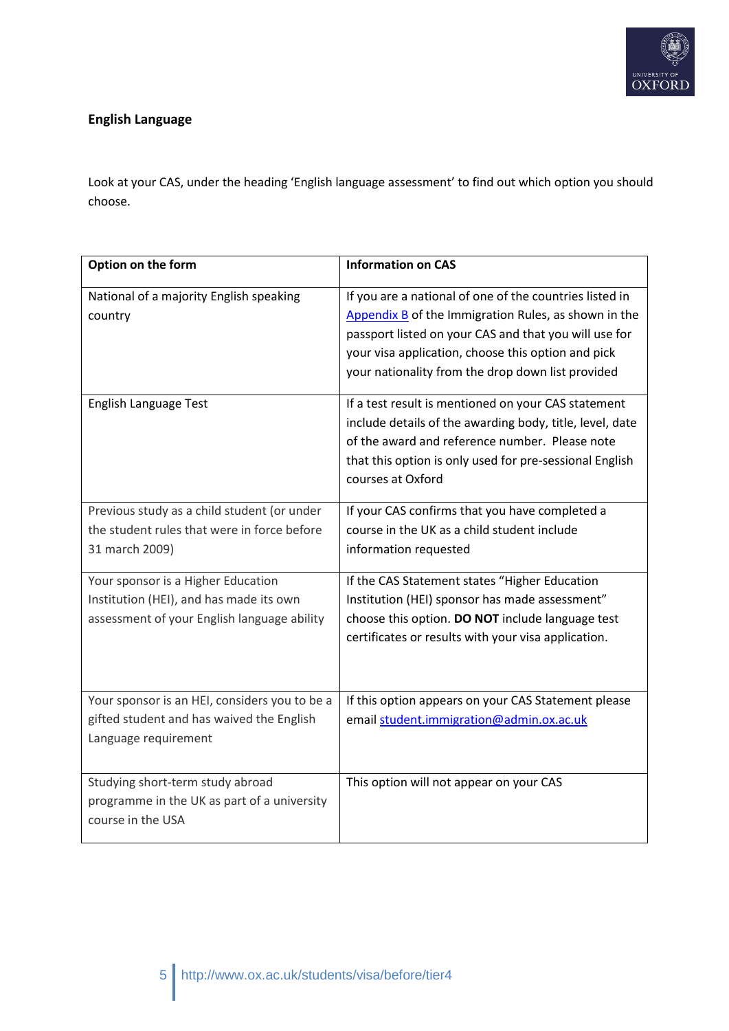**English Language**

Look at your CAS, under the heading 'English language assessment' to find out which option you should choose.

| Option on the form | Information on CAS |
| --- | --- |
| National of a majority English speaking country | If you are a national of one of the countries listed in [Appendix B](#) of the Immigration Rules, as shown in the passport listed on your CAS and that you will use for your visa application, choose this option and pick your nationality from the drop down list provided |
| English Language Test | If a test result is mentioned on your CAS statement include details of the awarding body, title, level, date of the award and reference number. Please note that this option is only used for pre-sessional English courses at Oxford |
| Previous study as a child student (or under the student rules that were in force before 31 march 2009) | If your CAS confirms that you have completed a course in the UK as a child student include information requested |
| Your sponsor is a Higher Education Institution (HEI), and has made its own assessment of your English language ability | If the CAS Statement states "Higher Education Institution (HEI) sponsor has made assessment" choose this option. **DO NOT** include language test certificates or results with your visa application. |
| Your sponsor is an HEI, considers you to be a gifted student and has waived the English Language requirement | If this option appears on your CAS Statement please email student.immigration@admin.ox.ac.uk |
| Studying short-term study abroad programme in the UK as part of a university course in the USA | This option will not appear on your CAS |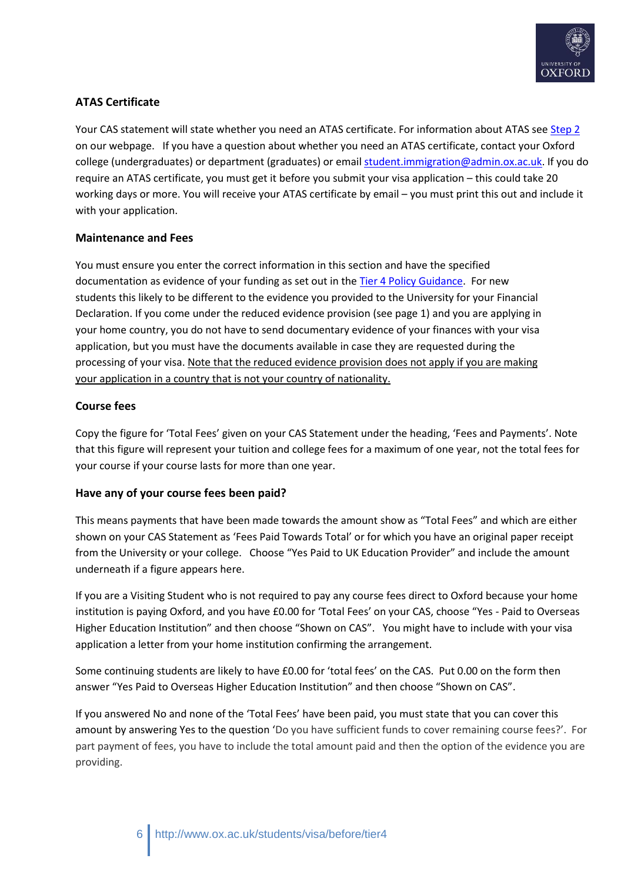### ATAS Certificate

Your CAS statement will state whether you need an ATAS certificate. For information about ATAS see [Step 2](#) on our webpage. If you have a question about whether you need an ATAS certificate, contact your Oxford college (undergraduates) or department (graduates) or email student.immigration@admin.ox.ac.uk. If you do require an ATAS certificate, you must get it before you submit your visa application – this could take 20 working days or more. You will receive your ATAS certificate by email – you must print this out and include it with your application.

### Maintenance and Fees

You must ensure you enter the correct information in this section and have the specified documentation as evidence of your funding as set out in the [Tier 4 Policy Guidance](#). For new students this likely to be different to the evidence you provided to the University for your Financial Declaration. If you come under the reduced evidence provision (see page 1) and you are applying in your home country, you do not have to send documentary evidence of your finances with your visa application, but you must have the documents available in case they are requested during the processing of your visa. <u>Note that the reduced evidence provision does not apply if you are making your application in a country that is not your country of nationality.</u>

### Course fees

Copy the figure for 'Total Fees' given on your CAS Statement under the heading, 'Fees and Payments'. Note that this figure will represent your tuition and college fees for a maximum of one year, not the total fees for your course if your course lasts for more than one year.

### Have any of your course fees been paid?

This means payments that have been made towards the amount show as "Total Fees" and which are either shown on your CAS Statement as 'Fees Paid Towards Total' or for which you have an original paper receipt from the University or your college. Choose "Yes Paid to UK Education Provider" and include the amount underneath if a figure appears here.

If you are a Visiting Student who is not required to pay any course fees direct to Oxford because your home institution is paying Oxford, and you have £0.00 for 'Total Fees' on your CAS, choose "Yes - Paid to Overseas Higher Education Institution" and then choose "Shown on CAS". You might have to include with your visa application a letter from your home institution confirming the arrangement.

Some continuing students are likely to have £0.00 for 'total fees' on the CAS. Put 0.00 on the form then answer "Yes Paid to Overseas Higher Education Institution" and then choose "Shown on CAS".

If you answered No and none of the 'Total Fees' have been paid, you must state that you can cover this amount by answering Yes to the question 'Do you have sufficient funds to cover remaining course fees?'. For part payment of fees, you have to include the total amount paid and then the option of the evidence you are providing.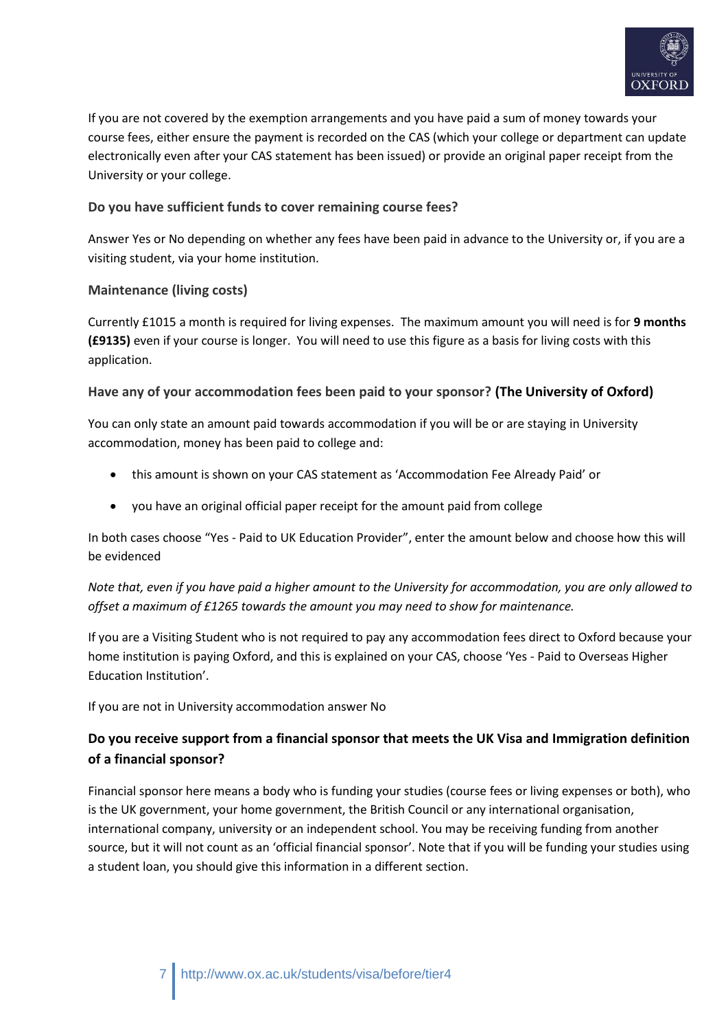If you are not covered by the exemption arrangements and you have paid a sum of money towards your course fees, either ensure the payment is recorded on the CAS (which your college or department can update electronically even after your CAS statement has been issued) or provide an original paper receipt from the University or your college.

### Do you have sufficient funds to cover remaining course fees?

Answer Yes or No depending on whether any fees have been paid in advance to the University or, if you are a visiting student, via your home institution.

### Maintenance (living costs)

Currently £1015 a month is required for living expenses. The maximum amount you will need is for **9 months (£9135)** even if your course is longer. You will need to use this figure as a basis for living costs with this application.

### Have any of your accommodation fees been paid to your sponsor? **(The University of Oxford)**

You can only state an amount paid towards accommodation if you will be or are staying in University accommodation, money has been paid to college and:

- this amount is shown on your CAS statement as 'Accommodation Fee Already Paid' or
- you have an original official paper receipt for the amount paid from college

In both cases choose "Yes - Paid to UK Education Provider", enter the amount below and choose how this will be evidenced

*Note that, even if you have paid a higher amount to the University for accommodation, you are only allowed to offset a maximum of £1265 towards the amount you may need to show for maintenance.*

If you are a Visiting Student who is not required to pay any accommodation fees direct to Oxford because your home institution is paying Oxford, and this is explained on your CAS, choose 'Yes - Paid to Overseas Higher Education Institution'.

If you are not in University accommodation answer No

### Do you receive support from a financial sponsor that meets the UK Visa and Immigration definition of a financial sponsor?

Financial sponsor here means a body who is funding your studies (course fees or living expenses or both), who is the UK government, your home government, the British Council or any international organisation, international company, university or an independent school. You may be receiving funding from another source, but it will not count as an 'official financial sponsor'. Note that if you will be funding your studies using a student loan, you should give this information in a different section.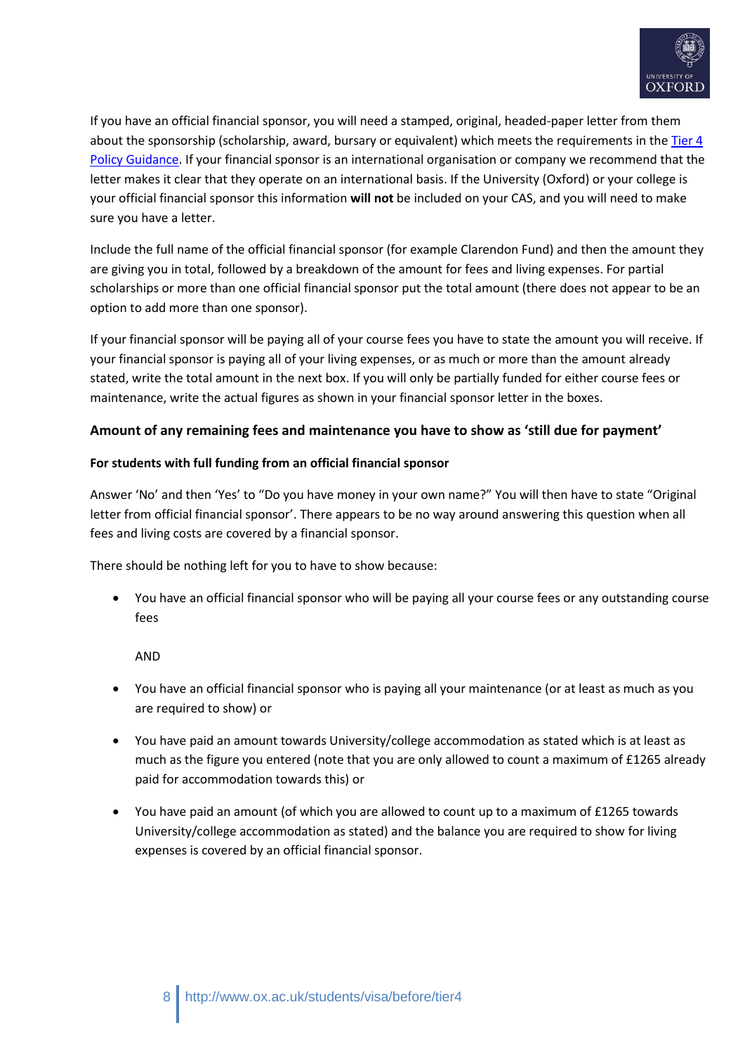If you have an official financial sponsor, you will need a stamped, original, headed-paper letter from them about the sponsorship (scholarship, award, bursary or equivalent) which meets the requirements in the [Tier 4 Policy Guidance](). If your financial sponsor is an international organisation or company we recommend that the letter makes it clear that they operate on an international basis. If the University (Oxford) or your college is your official financial sponsor this information **will not** be included on your CAS, and you will need to make sure you have a letter.

Include the full name of the official financial sponsor (for example Clarendon Fund) and then the amount they are giving you in total, followed by a breakdown of the amount for fees and living expenses. For partial scholarships or more than one official financial sponsor put the total amount (there does not appear to be an option to add more than one sponsor).

If your financial sponsor will be paying all of your course fees you have to state the amount you will receive. If your financial sponsor is paying all of your living expenses, or as much or more than the amount already stated, write the total amount in the next box. If you will only be partially funded for either course fees or maintenance, write the actual figures as shown in your financial sponsor letter in the boxes.

### Amount of any remaining fees and maintenance you have to show as 'still due for payment'

#### For students with full funding from an official financial sponsor

Answer 'No' and then 'Yes' to "Do you have money in your own name?" You will then have to state "Original letter from official financial sponsor'. There appears to be no way around answering this question when all fees and living costs are covered by a financial sponsor.

There should be nothing left for you to have to show because:

- You have an official financial sponsor who will be paying all your course fees or any outstanding course fees

  AND

- You have an official financial sponsor who is paying all your maintenance (or at least as much as you are required to show) or
- You have paid an amount towards University/college accommodation as stated which is at least as much as the figure you entered (note that you are only allowed to count a maximum of £1265 already paid for accommodation towards this) or
- You have paid an amount (of which you are allowed to count up to a maximum of £1265 towards University/college accommodation as stated) and the balance you are required to show for living expenses is covered by an official financial sponsor.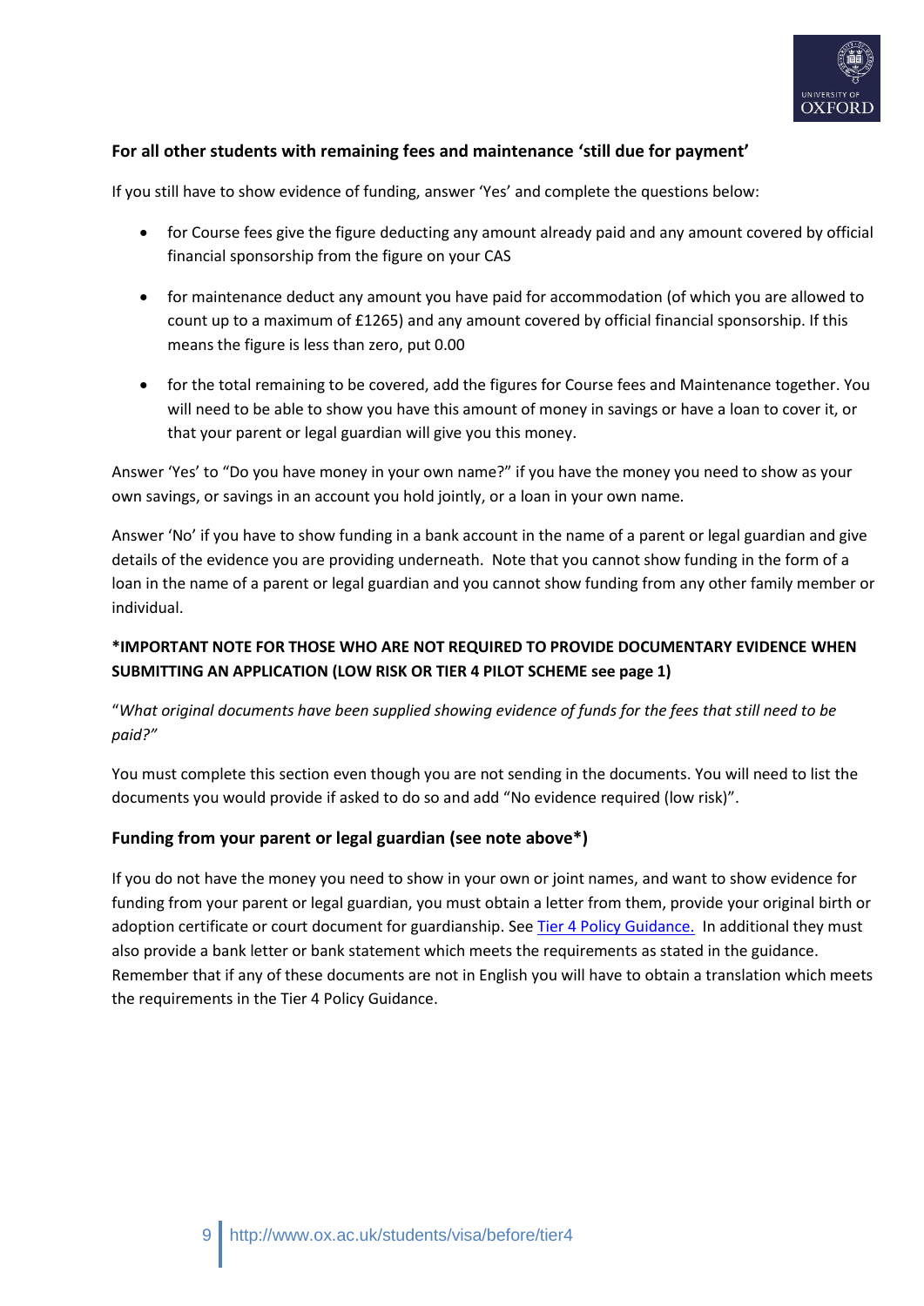### For all other students with remaining fees and maintenance 'still due for payment'

If you still have to show evidence of funding, answer 'Yes' and complete the questions below:

- for Course fees give the figure deducting any amount already paid and any amount covered by official financial sponsorship from the figure on your CAS
- for maintenance deduct any amount you have paid for accommodation (of which you are allowed to count up to a maximum of £1265) and any amount covered by official financial sponsorship. If this means the figure is less than zero, put 0.00
- for the total remaining to be covered, add the figures for Course fees and Maintenance together. You will need to be able to show you have this amount of money in savings or have a loan to cover it, or that your parent or legal guardian will give you this money.

Answer 'Yes' to "Do you have money in your own name?" if you have the money you need to show as your own savings, or savings in an account you hold jointly, or a loan in your own name.

Answer 'No' if you have to show funding in a bank account in the name of a parent or legal guardian and give details of the evidence you are providing underneath. Note that you cannot show funding in the form of a loan in the name of a parent or legal guardian and you cannot show funding from any other family member or individual.

**\*IMPORTANT NOTE FOR THOSE WHO ARE NOT REQUIRED TO PROVIDE DOCUMENTARY EVIDENCE WHEN SUBMITTING AN APPLICATION (LOW RISK OR TIER 4 PILOT SCHEME see page 1)**

"*What original documents have been supplied showing evidence of funds for the fees that still need to be paid?"*

You must complete this section even though you are not sending in the documents. You will need to list the documents you would provide if asked to do so and add "No evidence required (low risk)".

### Funding from your parent or legal guardian (see note above*)

If you do not have the money you need to show in your own or joint names, and want to show evidence for funding from your parent or legal guardian, you must obtain a letter from them, provide your original birth or adoption certificate or court document for guardianship. See [Tier 4 Policy Guidance.](http://www.ox.ac.uk/students/visa/before/tier4) In additional they must also provide a bank letter or bank statement which meets the requirements as stated in the guidance. Remember that if any of these documents are not in English you will have to obtain a translation which meets the requirements in the Tier 4 Policy Guidance.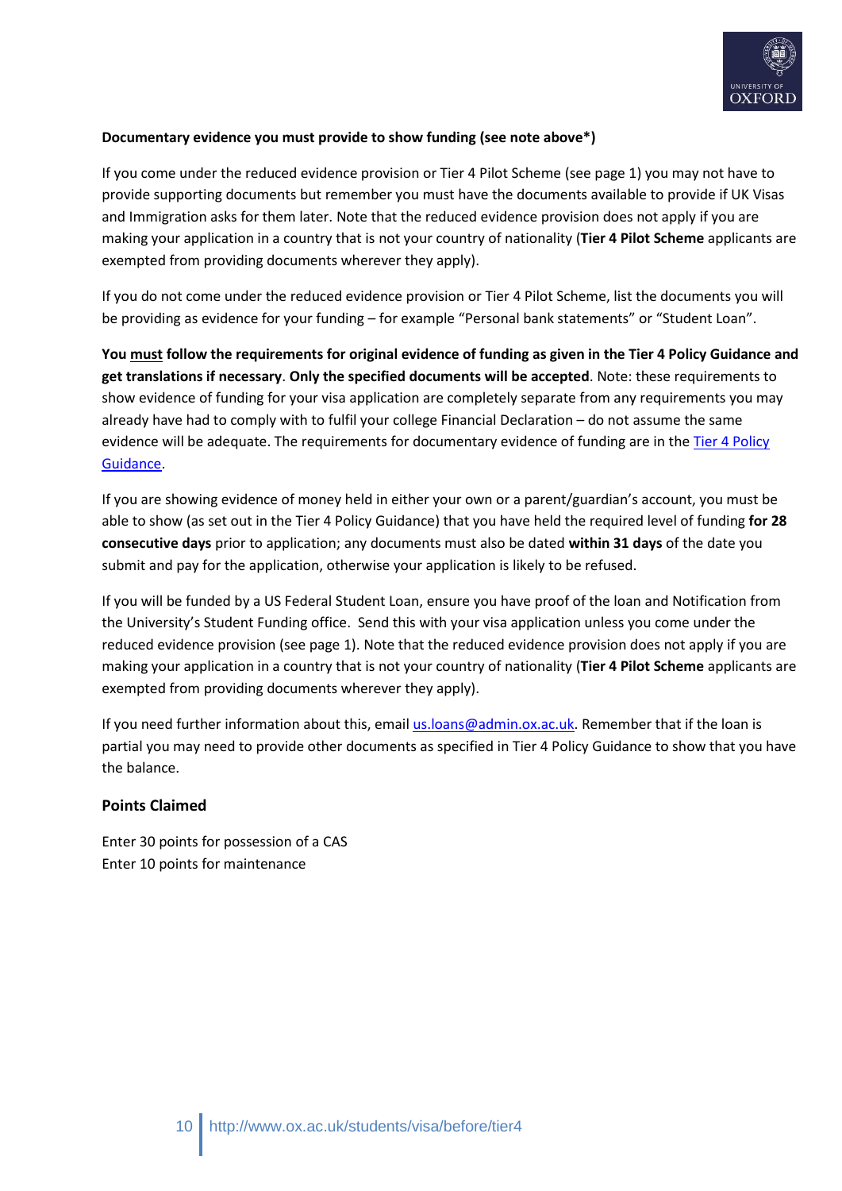**Documentary evidence you must provide to show funding (see note above*)**

If you come under the reduced evidence provision or Tier 4 Pilot Scheme (see page 1) you may not have to provide supporting documents but remember you must have the documents available to provide if UK Visas and Immigration asks for them later. Note that the reduced evidence provision does not apply if you are making your application in a country that is not your country of nationality (**Tier 4 Pilot Scheme** applicants are exempted from providing documents wherever they apply).

If you do not come under the reduced evidence provision or Tier 4 Pilot Scheme, list the documents you will be providing as evidence for your funding – for example "Personal bank statements" or "Student Loan".

**You must follow the requirements for original evidence of funding as given in the Tier 4 Policy Guidance and get translations if necessary**. **Only the specified documents will be accepted**. Note: these requirements to show evidence of funding for your visa application are completely separate from any requirements you may already have had to comply with to fulfil your college Financial Declaration – do not assume the same evidence will be adequate. The requirements for documentary evidence of funding are in the [Tier 4 Policy Guidance](Tier 4 Policy Guidance).

If you are showing evidence of money held in either your own or a parent/guardian's account, you must be able to show (as set out in the Tier 4 Policy Guidance) that you have held the required level of funding **for 28 consecutive days** prior to application; any documents must also be dated **within 31 days** of the date you submit and pay for the application, otherwise your application is likely to be refused.

If you will be funded by a US Federal Student Loan, ensure you have proof of the loan and Notification from the University's Student Funding office. Send this with your visa application unless you come under the reduced evidence provision (see page 1). Note that the reduced evidence provision does not apply if you are making your application in a country that is not your country of nationality (**Tier 4 Pilot Scheme** applicants are exempted from providing documents wherever they apply).

If you need further information about this, email us.loans@admin.ox.ac.uk. Remember that if the loan is partial you may need to provide other documents as specified in Tier 4 Policy Guidance to show that you have the balance.

### Points Claimed

Enter 30 points for possession of a CAS
Enter 10 points for maintenance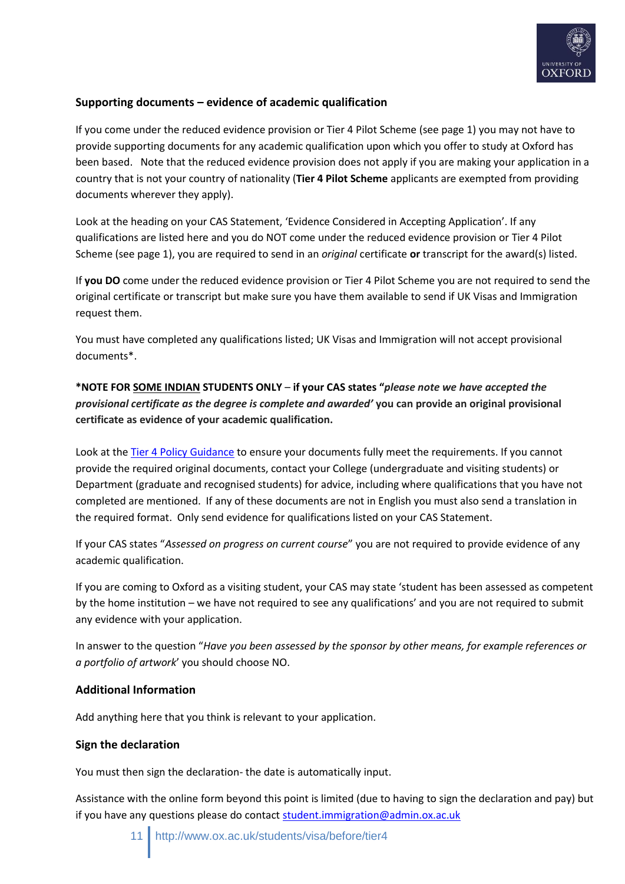### Supporting documents – evidence of academic qualification

If you come under the reduced evidence provision or Tier 4 Pilot Scheme (see page 1) you may not have to provide supporting documents for any academic qualification upon which you offer to study at Oxford has been based. Note that the reduced evidence provision does not apply if you are making your application in a country that is not your country of nationality (**Tier 4 Pilot Scheme** applicants are exempted from providing documents wherever they apply).

Look at the heading on your CAS Statement, 'Evidence Considered in Accepting Application'. If any qualifications are listed here and you do NOT come under the reduced evidence provision or Tier 4 Pilot Scheme (see page 1), you are required to send in an *original* certificate **or** transcript for the award(s) listed.

If **you DO** come under the reduced evidence provision or Tier 4 Pilot Scheme you are not required to send the original certificate or transcript but make sure you have them available to send if UK Visas and Immigration request them.

You must have completed any qualifications listed; UK Visas and Immigration will not accept provisional documents*.

***NOTE FOR <u>SOME INDIAN</u> STUDENTS ONLY** – **if your CAS states "*please note we have accepted the provisional certificate as the degree is complete and awarded'* you can provide an original provisional certificate as evidence of your academic qualification.**

Look at the [Tier 4 Policy Guidance](#) to ensure your documents fully meet the requirements. If you cannot provide the required original documents, contact your College (undergraduate and visiting students) or Department (graduate and recognised students) for advice, including where qualifications that you have not completed are mentioned. If any of these documents are not in English you must also send a translation in the required format. Only send evidence for qualifications listed on your CAS Statement.

If your CAS states "*Assessed on progress on current course*" you are not required to provide evidence of any academic qualification.

If you are coming to Oxford as a visiting student, your CAS may state 'student has been assessed as competent by the home institution – we have not required to see any qualifications' and you are not required to submit any evidence with your application.

In answer to the question "*Have you been assessed by the sponsor by other means, for example references or a portfolio of artwork*' you should choose NO.

### Additional Information

Add anything here that you think is relevant to your application.

### Sign the declaration

You must then sign the declaration- the date is automatically input.

Assistance with the online form beyond this point is limited (due to having to sign the declaration and pay) but if you have any questions please do contact student.immigration@admin.ox.ac.uk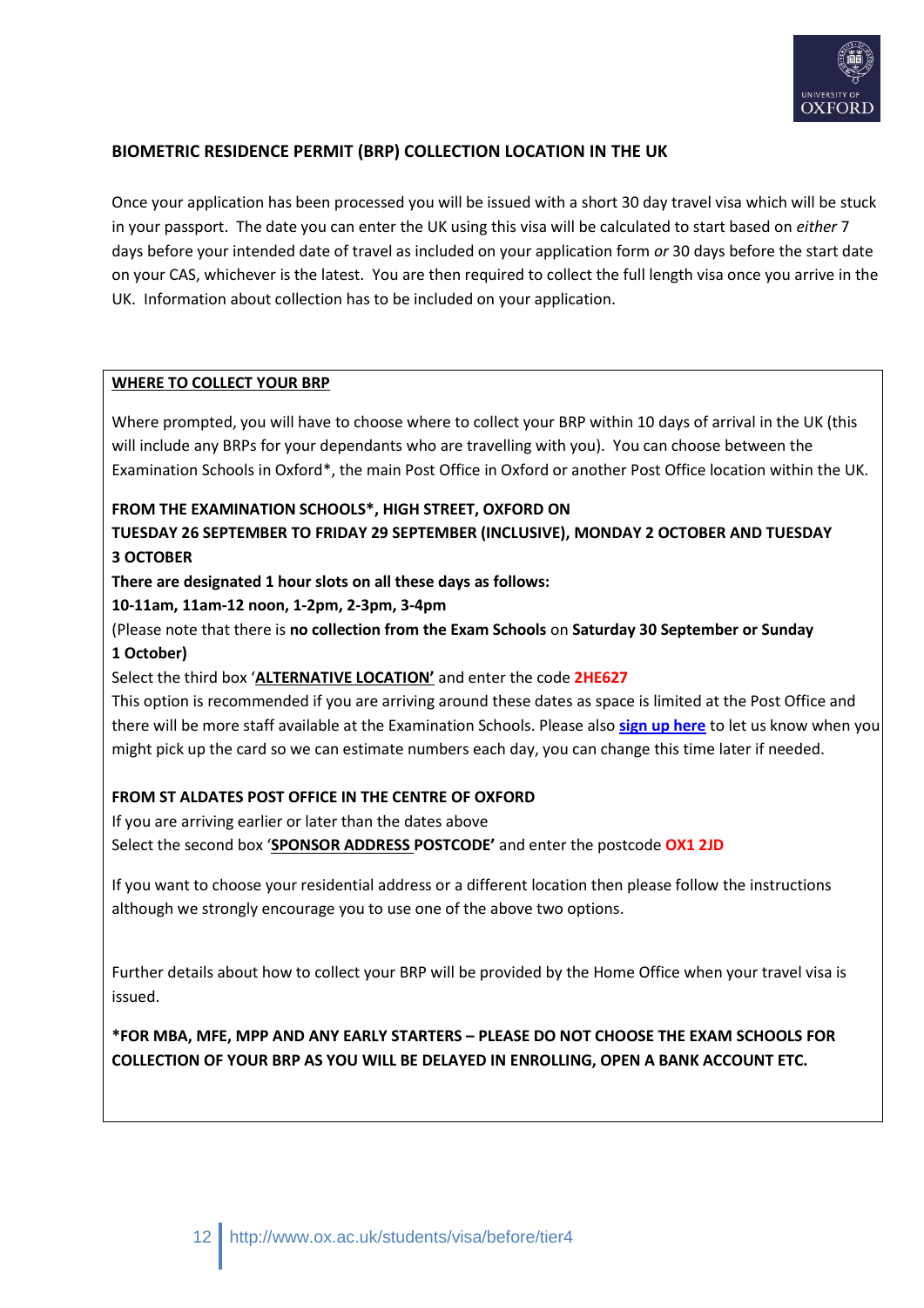## BIOMETRIC RESIDENCE PERMIT (BRP) COLLECTION LOCATION IN THE UK

Once your application has been processed you will be issued with a short 30 day travel visa which will be stuck in your passport. The date you can enter the UK using this visa will be calculated to start based on *either* 7 days before your intended date of travel as included on your application form *or* 30 days before the start date on your CAS, whichever is the latest. You are then required to collect the full length visa once you arrive in the UK. Information about collection has to be included on your application.

### WHERE TO COLLECT YOUR BRP

Where prompted, you will have to choose where to collect your BRP within 10 days of arrival in the UK (this will include any BRPs for your dependants who are travelling with you). You can choose between the Examination Schools in Oxford*, the main Post Office in Oxford or another Post Office location within the UK.

**FROM THE EXAMINATION SCHOOLS*, HIGH STREET, OXFORD ON TUESDAY 26 SEPTEMBER TO FRIDAY 29 SEPTEMBER (INCLUSIVE), MONDAY 2 OCTOBER AND TUESDAY 3 OCTOBER**

**There are designated 1 hour slots on all these days as follows:**

**10-11am, 11am-12 noon, 1-2pm, 2-3pm, 3-4pm**

(Please note that there is **no collection from the Exam Schools** on **Saturday 30 September or Sunday 1 October)**

Select the third box '**ALTERNATIVE LOCATION'** and enter the code **2HE627**

This option is recommended if you are arriving around these dates as space is limited at the Post Office and there will be more staff available at the Examination Schools. Please also **sign up here** to let us know when you might pick up the card so we can estimate numbers each day, you can change this time later if needed.

**FROM ST ALDATES POST OFFICE IN THE CENTRE OF OXFORD**

If you are arriving earlier or later than the dates above

Select the second box '**SPONSOR ADDRESS POSTCODE'** and enter the postcode **OX1 2JD**

If you want to choose your residential address or a different location then please follow the instructions although we strongly encourage you to use one of the above two options.

Further details about how to collect your BRP will be provided by the Home Office when your travel visa is issued.

***FOR MBA, MFE, MPP AND ANY EARLY STARTERS – PLEASE DO NOT CHOOSE THE EXAM SCHOOLS FOR COLLECTION OF YOUR BRP AS YOU WILL BE DELAYED IN ENROLLING, OPEN A BANK ACCOUNT ETC.**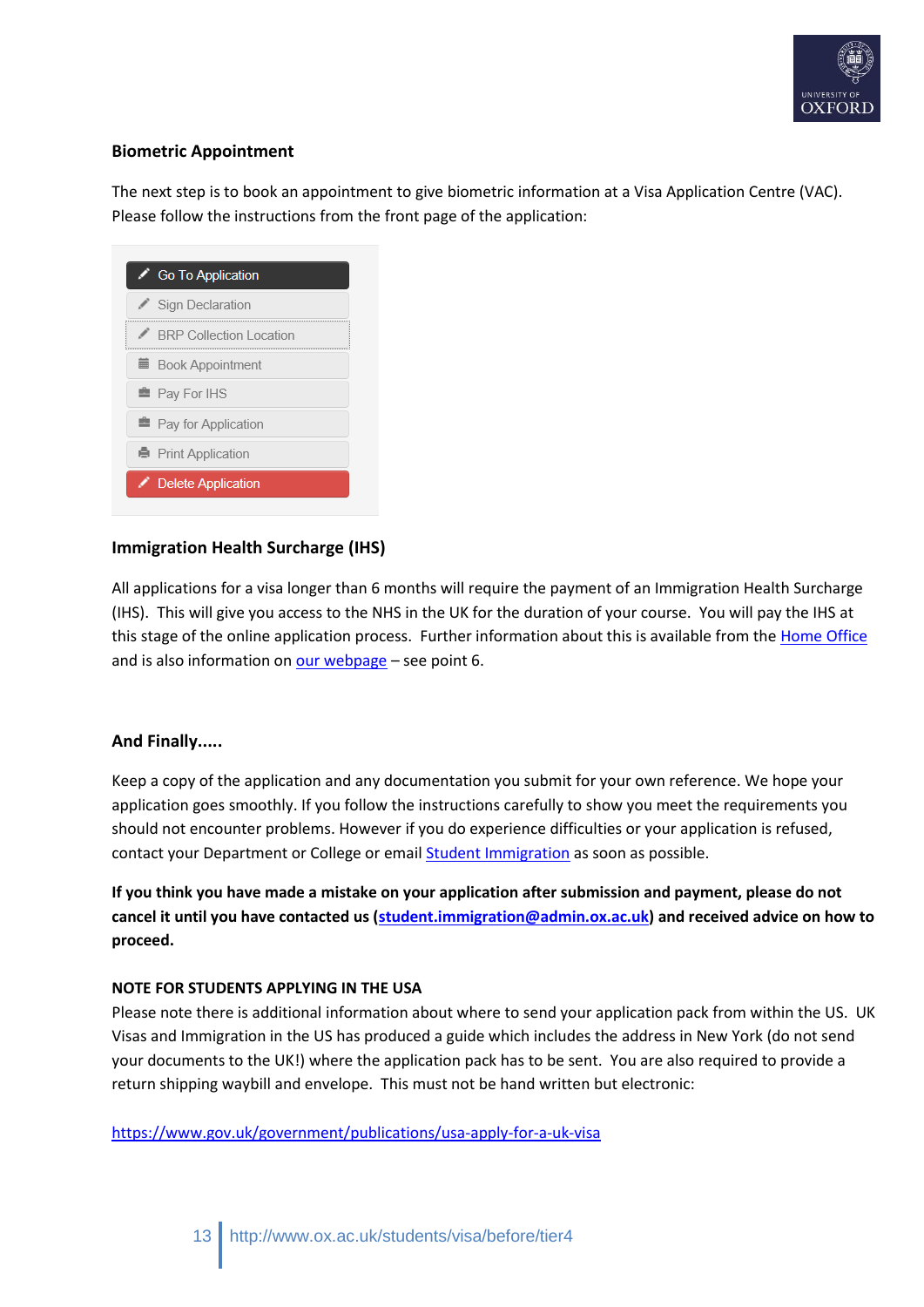**Biometric Appointment**

The next step is to book an appointment to give biometric information at a Visa Application Centre (VAC). Please follow the instructions from the front page of the application:

- Go To Application
- Sign Declaration
- BRP Collection Location
- Book Appointment
- Pay For IHS
- Pay for Application
- Print Application
- Delete Application

**Immigration Health Surcharge (IHS)**

All applications for a visa longer than 6 months will require the payment of an Immigration Health Surcharge (IHS). This will give you access to the NHS in the UK for the duration of your course. You will pay the IHS at this stage of the online application process. Further information about this is available from the Home Office and is also information on our webpage – see point 6.

**And Finally.....**

Keep a copy of the application and any documentation you submit for your own reference. We hope your application goes smoothly. If you follow the instructions carefully to show you meet the requirements you should not encounter problems. However if you do experience difficulties or your application is refused, contact your Department or College or email Student Immigration as soon as possible.

**If you think you have made a mistake on your application after submission and payment, please do not cancel it until you have contacted us (student.immigration@admin.ox.ac.uk) and received advice on how to proceed.**

**NOTE FOR STUDENTS APPLYING IN THE USA**

Please note there is additional information about where to send your application pack from within the US. UK Visas and Immigration in the US has produced a guide which includes the address in New York (do not send your documents to the UK!) where the application pack has to be sent. You are also required to provide a return shipping waybill and envelope. This must not be hand written but electronic:

https://www.gov.uk/government/publications/usa-apply-for-a-uk-visa